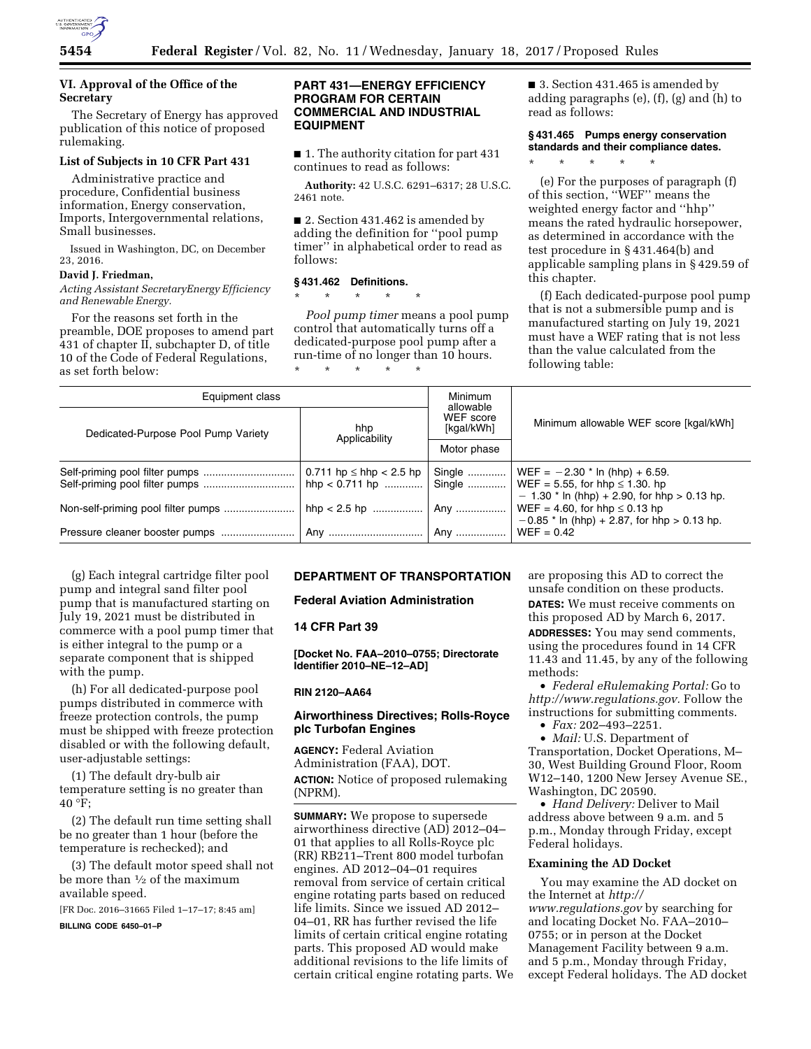## VI. Approval of the Office of the Secretary

The Secretary of Energy has approved publication of this notice of proposed rulemaking.

### List of Subjects in 10 CFR Part 431

Administrative practice and procedure, Confidential business information, Energy conservation, Imports, Intergovernmental relations, Small businesses.

Issued in Washington, DC, on December 23, 2016.

**David J. Friedman,**

*Acting Assistant SecretaryEnergy Efficiency and Renewable Energy.*

For the reasons set forth in the preamble, DOE proposes to amend part 431 of chapter II, subchapter D, of title 10 of the Code of Federal Regulations, as set forth below:

## PART 431—ENERGY EFFICIENCY PROGRAM FOR CERTAIN COMMERCIAL AND INDUSTRIAL EQUIPMENT

■ 1. The authority citation for part 431 continues to read as follows:

**Authority:** 42 U.S.C. 6291–6317; 28 U.S.C. 2461 note.

■ 2. Section 431.462 is amended by adding the definition for ''pool pump timer'' in alphabetical order to read as follows:

### § 431.462 Definitions.

\* \* \* \* \*

*Pool pump timer* means a pool pump control that automatically turns off a dedicated-purpose pool pump after a run-time of no longer than 10 hours.

\* \* \* \* \*

■ 3. Section 431.465 is amended by adding paragraphs (e), (f), (g) and (h) to read as follows:

### § 431.465 Pumps energy conservation standards and their compliance dates.

\* \* \* \* \*

(e) For the purposes of paragraph (f) of this section, ''WEF'' means the weighted energy factor and ''hhp'' means the rated hydraulic horsepower, as determined in accordance with the test procedure in § 431.464(b) and applicable sampling plans in § 429.59 of this chapter.

(f) Each dedicated-purpose pool pump that is not a submersible pump and is manufactured starting on July 19, 2021 must have a WEF rating that is not less than the value calculated from the following table:

| Equipment class | | Minimum allowable WEF score [kgal/kWh] | Minimum allowable WEF score [kgal/kWh] |
|---|---|---|---|
| Dedicated-Purpose Pool Pump Variety | hhp Applicability | Motor phase | |
| Self-priming pool filter pumps | 0.711 hp ≤ hhp < 2.5 hp | Single | WEF = −2.30 * ln (hhp) + 6.59. |
| Self-priming pool filter pumps | hhp < 0.711 hp | Single | WEF = 5.55, for hhp ≤ 1.30. hp − 1.30 * ln (hhp) + 2.90, for hhp > 0.13 hp. |
| Non-self-priming pool filter pumps | hhp < 2.5 hp | Any | WEF = 4.60, for hhp ≤ 0.13 hp −0.85 * ln (hhp) + 2.87, for hhp > 0.13 hp. |
| Pressure cleaner booster pumps | Any | Any | WEF = 0.42 |

(g) Each integral cartridge filter pool pump and integral sand filter pool pump that is manufactured starting on July 19, 2021 must be distributed in commerce with a pool pump timer that is either integral to the pump or a separate component that is shipped with the pump.

(h) For all dedicated-purpose pool pumps distributed in commerce with freeze protection controls, the pump must be shipped with freeze protection disabled or with the following default, user-adjustable settings:

(1) The default dry-bulb air temperature setting is no greater than 40 °F;

(2) The default run time setting shall be no greater than 1 hour (before the temperature is rechecked); and

(3) The default motor speed shall not be more than ½ of the maximum available speed.

[FR Doc. 2016–31665 Filed 1–17–17; 8:45 am]

**BILLING CODE 6450–01–P**

## DEPARTMENT OF TRANSPORTATION

### Federal Aviation Administration

### 14 CFR Part 39

**[Docket No. FAA–2010–0755; Directorate Identifier 2010–NE–12–AD]**

**RIN 2120–AA64**

### Airworthiness Directives; Rolls-Royce plc Turbofan Engines

**AGENCY:** Federal Aviation Administration (FAA), DOT.

**ACTION:** Notice of proposed rulemaking (NPRM).

**SUMMARY:** We propose to supersede airworthiness directive (AD) 2012–04–01 that applies to all Rolls-Royce plc (RR) RB211–Trent 800 model turbofan engines. AD 2012–04–01 requires removal from service of certain critical engine rotating parts based on reduced life limits. Since we issued AD 2012–04–01, RR has further revised the life limits of certain critical engine rotating parts. This proposed AD would make additional revisions to the life limits of certain critical engine rotating parts. We are proposing this AD to correct the unsafe condition on these products.

**DATES:** We must receive comments on this proposed AD by March 6, 2017.

**ADDRESSES:** You may send comments, using the procedures found in 14 CFR 11.43 and 11.45, by any of the following methods:

- *Federal eRulemaking Portal:* Go to *http://www.regulations.gov.* Follow the instructions for submitting comments.
- *Fax:* 202–493–2251.
- *Mail:* U.S. Department of Transportation, Docket Operations, M–30, West Building Ground Floor, Room W12–140, 1200 New Jersey Avenue SE., Washington, DC 20590.
- *Hand Delivery:* Deliver to Mail address above between 9 a.m. and 5 p.m., Monday through Friday, except Federal holidays.

### Examining the AD Docket

You may examine the AD docket on the Internet at *http://www.regulations.gov* by searching for and locating Docket No. FAA–2010–0755; or in person at the Docket Management Facility between 9 a.m. and 5 p.m., Monday through Friday, except Federal holidays. The AD docket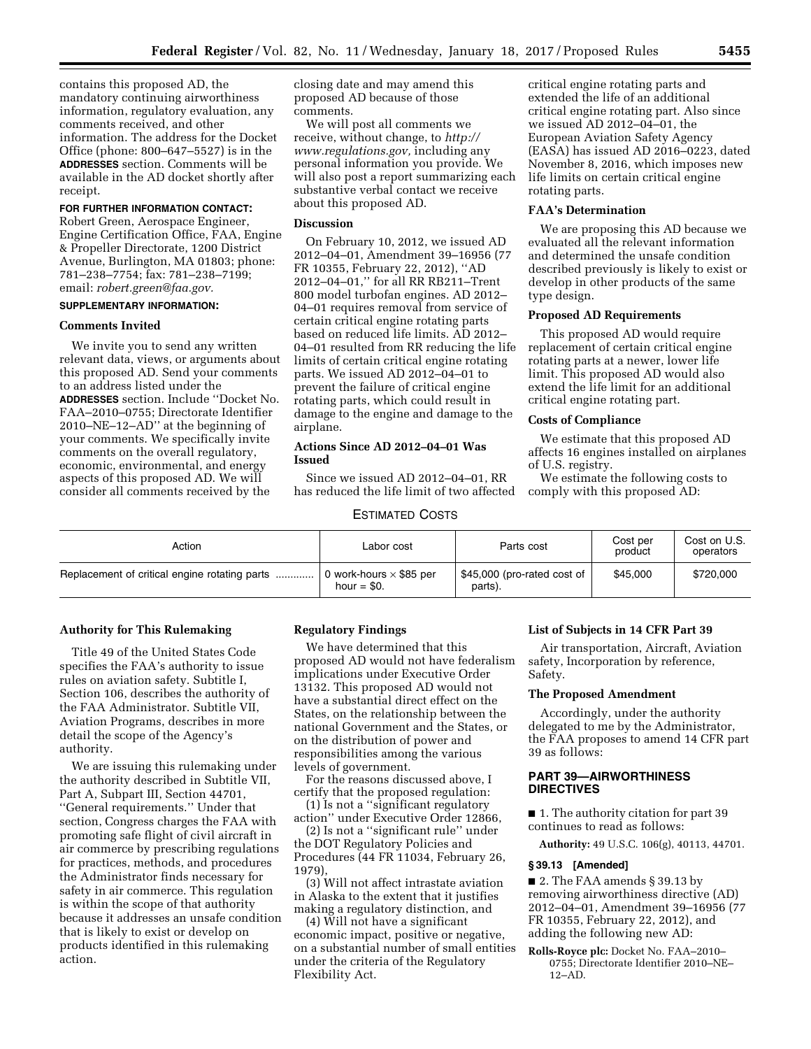contains this proposed AD, the mandatory continuing airworthiness information, regulatory evaluation, any comments received, and other information. The address for the Docket Office (phone: 800–647–5527) is in the **ADDRESSES** section. Comments will be available in the AD docket shortly after receipt.

**FOR FURTHER INFORMATION CONTACT:** Robert Green, Aerospace Engineer, Engine Certification Office, FAA, Engine & Propeller Directorate, 1200 District Avenue, Burlington, MA 01803; phone: 781–238–7754; fax: 781–238–7199; email: *robert.green@faa.gov.*

**SUPPLEMENTARY INFORMATION:**

### Comments Invited

We invite you to send any written relevant data, views, or arguments about this proposed AD. Send your comments to an address listed under the **ADDRESSES** section. Include ''Docket No. FAA–2010–0755; Directorate Identifier 2010–NE–12–AD'' at the beginning of your comments. We specifically invite comments on the overall regulatory, economic, environmental, and energy aspects of this proposed AD. We will consider all comments received by the closing date and may amend this proposed AD because of those comments.

We will post all comments we receive, without change, to *http://www.regulations.gov,* including any personal information you provide. We will also post a report summarizing each substantive verbal contact we receive about this proposed AD.

### Discussion

On February 10, 2012, we issued AD 2012–04–01, Amendment 39–16956 (77 FR 10355, February 22, 2012), ''AD 2012–04–01,'' for all RR RB211–Trent 800 model turbofan engines. AD 2012–04–01 requires removal from service of certain critical engine rotating parts based on reduced life limits. AD 2012–04–01 resulted from RR reducing the life limits of certain critical engine rotating parts. We issued AD 2012–04–01 to prevent the failure of critical engine rotating parts, which could result in damage to the engine and damage to the airplane.

### Actions Since AD 2012–04–01 Was Issued

Since we issued AD 2012–04–01, RR has reduced the life limit of two affected critical engine rotating parts and extended the life of an additional critical engine rotating part. Also since we issued AD 2012–04–01, the European Aviation Safety Agency (EASA) has issued AD 2016–0223, dated November 8, 2016, which imposes new life limits on certain critical engine rotating parts.

### FAA's Determination

We are proposing this AD because we evaluated all the relevant information and determined the unsafe condition described previously is likely to exist or develop in other products of the same type design.

### Proposed AD Requirements

This proposed AD would require replacement of certain critical engine rotating parts at a newer, lower life limit. This proposed AD would also extend the life limit for an additional critical engine rotating part.

### Costs of Compliance

We estimate that this proposed AD affects 16 engines installed on airplanes of U.S. registry.

We estimate the following costs to comply with this proposed AD:

ESTIMATED COSTS

| Action | Labor cost | Parts cost | Cost per product | Cost on U.S. operators |
|---|---|---|---|---|
| Replacement of critical engine rotating parts | 0 work-hours × $85 per hour = $0. | $45,000 (pro-rated cost of parts). | $45,000 | $720,000 |

### Authority for This Rulemaking

Title 49 of the United States Code specifies the FAA's authority to issue rules on aviation safety. Subtitle I, Section 106, describes the authority of the FAA Administrator. Subtitle VII, Aviation Programs, describes in more detail the scope of the Agency's authority.

We are issuing this rulemaking under the authority described in Subtitle VII, Part A, Subpart III, Section 44701, ''General requirements.'' Under that section, Congress charges the FAA with promoting safe flight of civil aircraft in air commerce by prescribing regulations for practices, methods, and procedures the Administrator finds necessary for safety in air commerce. This regulation is within the scope of that authority because it addresses an unsafe condition that is likely to exist or develop on products identified in this rulemaking action.

### Regulatory Findings

We have determined that this proposed AD would not have federalism implications under Executive Order 13132. This proposed AD would not have a substantial direct effect on the States, on the relationship between the national Government and the States, or on the distribution of power and responsibilities among the various levels of government.

For the reasons discussed above, I certify that the proposed regulation:

(1) Is not a ''significant regulatory action'' under Executive Order 12866,

(2) Is not a ''significant rule'' under the DOT Regulatory Policies and Procedures (44 FR 11034, February 26, 1979),

(3) Will not affect intrastate aviation in Alaska to the extent that it justifies making a regulatory distinction, and

(4) Will not have a significant economic impact, positive or negative, on a substantial number of small entities under the criteria of the Regulatory Flexibility Act.

### List of Subjects in 14 CFR Part 39

Air transportation, Aircraft, Aviation safety, Incorporation by reference, Safety.

### The Proposed Amendment

Accordingly, under the authority delegated to me by the Administrator, the FAA proposes to amend 14 CFR part 39 as follows:

## PART 39—AIRWORTHINESS DIRECTIVES

■ 1. The authority citation for part 39 continues to read as follows:

**Authority:** 49 U.S.C. 106(g), 40113, 44701.

### § 39.13 [Amended]

■ 2. The FAA amends § 39.13 by removing airworthiness directive (AD) 2012–04–01, Amendment 39–16956 (77 FR 10355, February 22, 2012), and adding the following new AD:

**Rolls-Royce plc:** Docket No. FAA–2010–0755; Directorate Identifier 2010–NE–12–AD.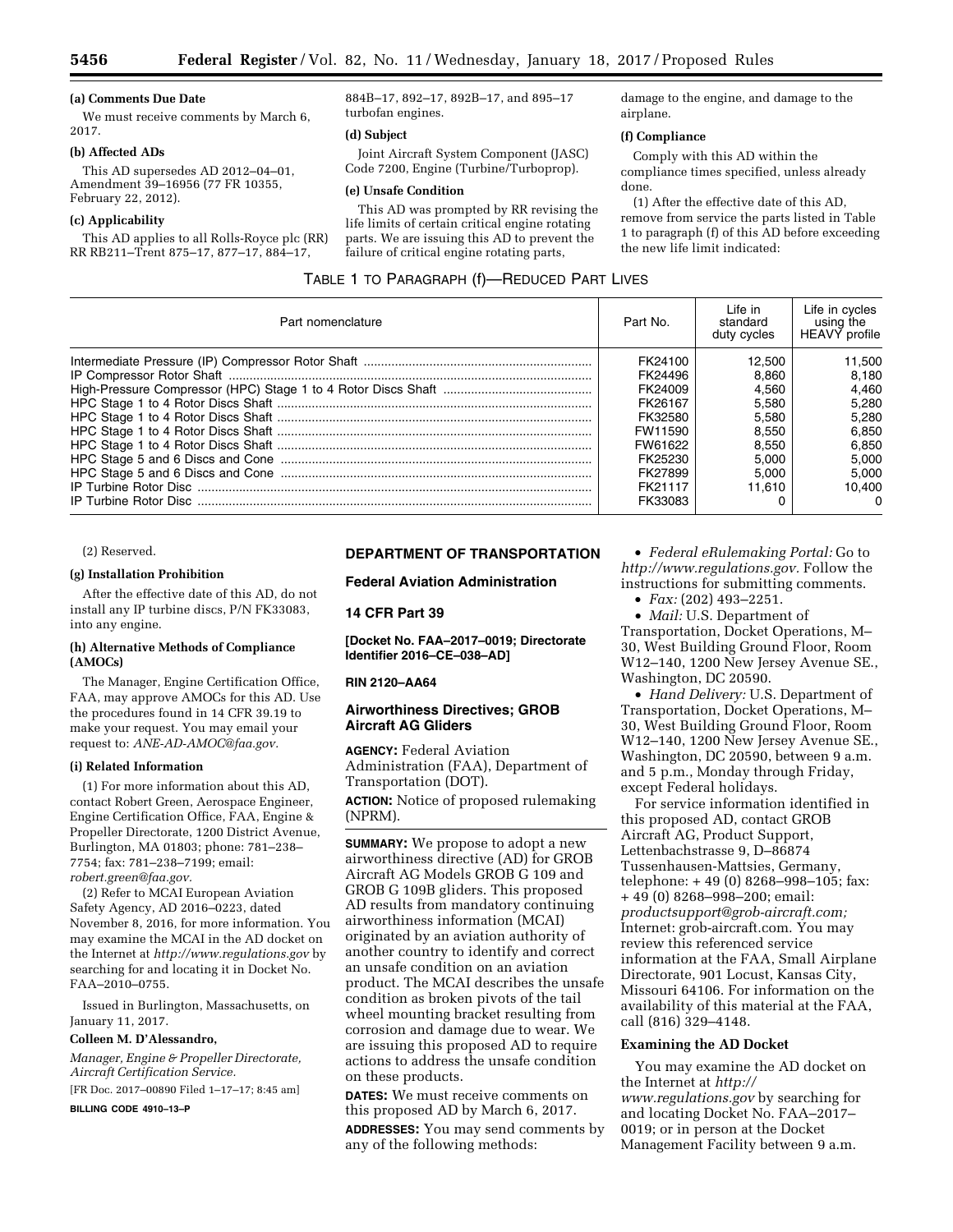**(a) Comments Due Date**

We must receive comments by March 6, 2017.

**(b) Affected ADs**

This AD supersedes AD 2012–04–01, Amendment 39–16956 (77 FR 10355, February 22, 2012).

**(c) Applicability**

This AD applies to all Rolls-Royce plc (RR) RR RB211–Trent 875–17, 877–17, 884–17, 884B–17, 892–17, 892B–17, and 895–17 turbofan engines.

**(d) Subject**

Joint Aircraft System Component (JASC) Code 7200, Engine (Turbine/Turboprop).

**(e) Unsafe Condition**

This AD was prompted by RR revising the life limits of certain critical engine rotating parts. We are issuing this AD to prevent the failure of critical engine rotating parts, damage to the engine, and damage to the airplane.

**(f) Compliance**

Comply with this AD within the compliance times specified, unless already done.

(1) After the effective date of this AD, remove from service the parts listed in Table 1 to paragraph (f) of this AD before exceeding the new life limit indicated:

TABLE 1 TO PARAGRAPH (f)—REDUCED PART LIVES

| Part nomenclature | Part No. | Life in standard duty cycles | Life in cycles using the HEAVY profile |
|---|---|---|---|
| Intermediate Pressure (IP) Compressor Rotor Shaft | FK24100 | 12,500 | 11,500 |
| IP Compressor Rotor Shaft | FK24496 | 8,860 | 8,180 |
| High-Pressure Compressor (HPC) Stage 1 to 4 Rotor Discs Shaft | FK24009 | 4,560 | 4,460 |
| HPC Stage 1 to 4 Rotor Discs Shaft | FK26167 | 5,580 | 5,280 |
| HPC Stage 1 to 4 Rotor Discs Shaft | FK32580 | 5,580 | 5,280 |
| HPC Stage 1 to 4 Rotor Discs Shaft | FW11590 | 8,550 | 6,850 |
| HPC Stage 1 to 4 Rotor Discs Shaft | FW61622 | 8,550 | 6,850 |
| HPC Stage 5 and 6 Discs and Cone | FK25230 | 5,000 | 5,000 |
| HPC Stage 5 and 6 Discs and Cone | FK27899 | 5,000 | 5,000 |
| IP Turbine Rotor Disc | FK21117 | 11,610 | 10,400 |
| IP Turbine Rotor Disc | FK33083 | 0 | 0 |

(2) Reserved.

**(g) Installation Prohibition**

After the effective date of this AD, do not install any IP turbine discs, P/N FK33083, into any engine.

**(h) Alternative Methods of Compliance (AMOCs)**

The Manager, Engine Certification Office, FAA, may approve AMOCs for this AD. Use the procedures found in 14 CFR 39.19 to make your request. You may email your request to: *ANE-AD-AMOC@faa.gov.*

**(i) Related Information**

(1) For more information about this AD, contact Robert Green, Aerospace Engineer, Engine Certification Office, FAA, Engine & Propeller Directorate, 1200 District Avenue, Burlington, MA 01803; phone: 781–238–7754; fax: 781–238–7199; email: *robert.green@faa.gov.*

(2) Refer to MCAI European Aviation Safety Agency, AD 2016–0223, dated November 8, 2016, for more information. You may examine the MCAI in the AD docket on the Internet at *http://www.regulations.gov* by searching for and locating it in Docket No. FAA–2010–0755.

Issued in Burlington, Massachusetts, on January 11, 2017.

**Colleen M. D'Alessandro,**

*Manager, Engine & Propeller Directorate, Aircraft Certification Service.*

[FR Doc. 2017–00890 Filed 1–17–17; 8:45 am]

**BILLING CODE 4910–13–P**

## DEPARTMENT OF TRANSPORTATION

### Federal Aviation Administration

### 14 CFR Part 39

**[Docket No. FAA–2017–0019; Directorate Identifier 2016–CE–038–AD]**

**RIN 2120–AA64**

## Airworthiness Directives; GROB Aircraft AG Gliders

**AGENCY:** Federal Aviation Administration (FAA), Department of Transportation (DOT).

**ACTION:** Notice of proposed rulemaking (NPRM).

**SUMMARY:** We propose to adopt a new airworthiness directive (AD) for GROB Aircraft AG Models GROB G 109 and GROB G 109B gliders. This proposed AD results from mandatory continuing airworthiness information (MCAI) originated by an aviation authority of another country to identify and correct an unsafe condition on an aviation product. The MCAI describes the unsafe condition as broken pivots of the tail wheel mounting bracket resulting from corrosion and damage due to wear. We are issuing this proposed AD to require actions to address the unsafe condition on these products.

**DATES:** We must receive comments on this proposed AD by March 6, 2017.

**ADDRESSES:** You may send comments by any of the following methods:

- *Federal eRulemaking Portal:* Go to *http://www.regulations.gov.* Follow the instructions for submitting comments.
- *Fax:* (202) 493–2251.
- *Mail:* U.S. Department of Transportation, Docket Operations, M–30, West Building Ground Floor, Room W12–140, 1200 New Jersey Avenue SE., Washington, DC 20590.
- *Hand Delivery:* U.S. Department of Transportation, Docket Operations, M–30, West Building Ground Floor, Room W12–140, 1200 New Jersey Avenue SE., Washington, DC 20590, between 9 a.m. and 5 p.m., Monday through Friday, except Federal holidays.

For service information identified in this proposed AD, contact GROB Aircraft AG, Product Support, Lettenbachstrasse 9, D–86874 Tussenhausen-Mattsies, Germany, telephone: + 49 (0) 8268–998–105; fax: + 49 (0) 8268–998–200; email: *productsupport@grob-aircraft.com;* Internet: grob-aircraft.com. You may review this referenced service information at the FAA, Small Airplane Directorate, 901 Locust, Kansas City, Missouri 64106. For information on the availability of this material at the FAA, call (816) 329–4148.

**Examining the AD Docket**

You may examine the AD docket on the Internet at *http://www.regulations.gov* by searching for and locating Docket No. FAA–2017–0019; or in person at the Docket Management Facility between 9 a.m.